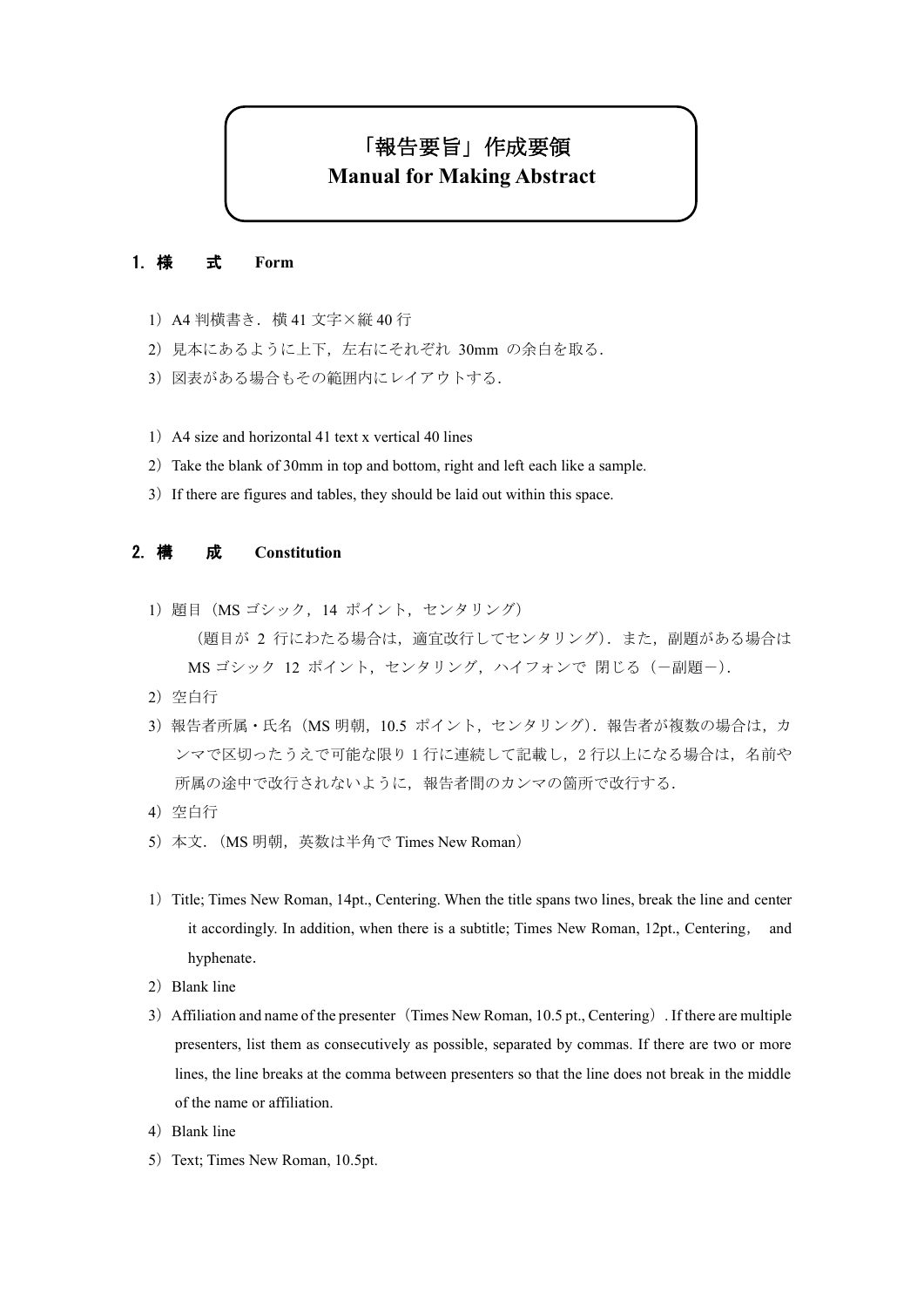# 「報告要旨」作成要領
# Manual for Making Abstract

## 1. 様　　式　　Form

1）A4 判横書き．横 41 文字×縦 40 行
2）見本にあるように上下，左右にそれぞれ 30mm の余白を取る．
3）図表がある場合もその範囲内にレイアウトする．

1）A4 size and horizontal 41 text x vertical 40 lines
2）Take the blank of 30mm in top and bottom, right and left each like a sample.
3）If there are figures and tables, they should be laid out within this space.

## 2. 構　　成　　Constitution

1）題目（MS ゴシック，14 ポイント，センタリング）
（題目が 2 行にわたる場合は，適宜改行してセンタリング）．また，副題がある場合は MS ゴシック 12 ポイント，センタリング，ハイフォンで 閉じる（－副題－）．
2）空白行
3）報告者所属・氏名（MS 明朝，10.5 ポイント，センタリング）．報告者が複数の場合は，カンマで区切ったうえで可能な限り 1 行に連続して記載し，2 行以上になる場合は，名前や所属の途中で改行されないように，報告者間のカンマの箇所で改行する．
4）空白行
5）本文．（MS 明朝，英数は半角で Times New Roman）

1）Title; Times New Roman, 14pt., Centering. When the title spans two lines, break the line and center it accordingly. In addition, when there is a subtitle; Times New Roman, 12pt., Centering, and hyphenate.
2）Blank line
3）Affiliation and name of the presenter（Times New Roman, 10.5 pt., Centering）. If there are multiple presenters, list them as consecutively as possible, separated by commas. If there are two or more lines, the line breaks at the comma between presenters so that the line does not break in the middle of the name or affiliation.
4）Blank line
5）Text; Times New Roman, 10.5pt.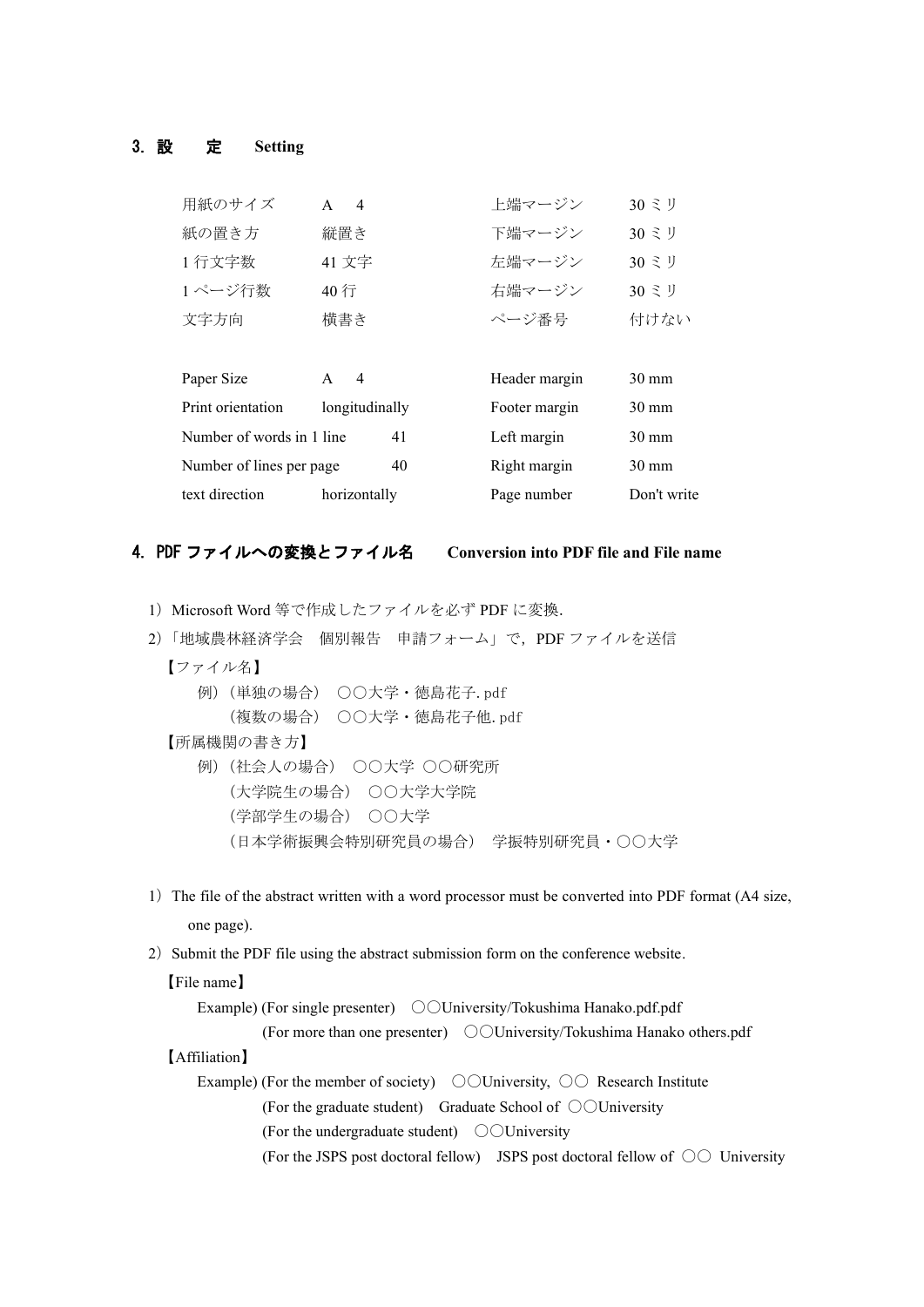## 3. 設　　定　　Setting

| | | | |
|---|---|---|---|
| 用紙のサイズ | A　4 | 上端マージン | 30 ミリ |
| 紙の置き方 | 縦置き | 下端マージン | 30 ミリ |
| 1 行文字数 | 41 文字 | 左端マージン | 30 ミリ |
| 1 ページ行数 | 40 行 | 右端マージン | 30 ミリ |
| 文字方向 | 横書き | ページ番号 | 付けない |

| | | | |
|---|---|---|---|
| Paper Size | A　4 | Header margin | 30 mm |
| Print orientation | longitudinally | Footer margin | 30 mm |
| Number of words in 1 line | 41 | Left margin | 30 mm |
| Number of lines per page | 40 | Right margin | 30 mm |
| text direction | horizontally | Page number | Don't write |

## 4. PDF ファイルへの変換とファイル名　　Conversion into PDF file and File name

1）Microsoft Word 等で作成したファイルを必ず PDF に変換.

2）「地域農林経済学会　個別報告　申請フォーム」で，PDF ファイルを送信

【ファイル名】

例）（単独の場合）　○○大学・徳島花子. pdf

（複数の場合）　○○大学・徳島花子他. pdf

【所属機関の書き方】

例）（社会人の場合）　○○大学 ○○研究所

（大学院生の場合）　○○大学大学院

（学部学生の場合）　○○大学

（日本学術振興会特別研究員の場合）　学振特別研究員・○○大学

1）The file of the abstract written with a word processor must be converted into PDF format (A4 size, one page).

2）Submit the PDF file using the abstract submission form on the conference website.

【File name】

Example) (For single presenter)　○○University/Tokushima Hanako.pdf.pdf

(For more than one presenter)　○○University/Tokushima Hanako others.pdf

【Affiliation】

Example) (For the member of society)　○○University, ○○ Research Institute

(For the graduate student)　Graduate School of ○○University

(For the undergraduate student)　○○University

(For the JSPS post doctoral fellow)　JSPS post doctoral fellow of ○○ University